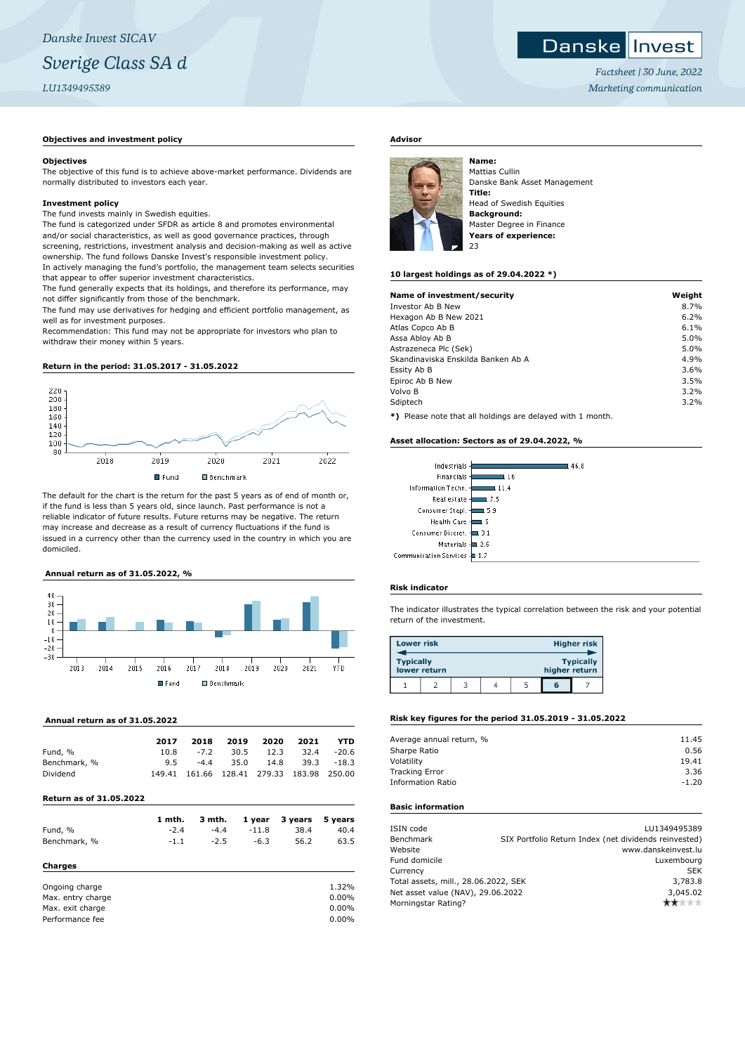*Danske Invest SICAV*

# *Sverige Class SA d*

*LU1349495389*

Danske Invest

*Factsheet | 30 June, 2022*

*Marketing communication*

## Objectives and investment policy

**Objectives**

The objective of this fund is to achieve above-market performance. Dividends are normally distributed to investors each year.

**Investment policy**

The fund invests mainly in Swedish equities.

The fund is categorized under SFDR as article 8 and promotes environmental and/or social characteristics, as well as good governance practices, through screening, restrictions, investment analysis and decision-making as well as active ownership. The fund follows Danske Invest's responsible investment policy.

In actively managing the fund's portfolio, the management team selects securities that appear to offer superior investment characteristics.

The fund generally expects that its holdings, and therefore its performance, may not differ significantly from those of the benchmark.

The fund may use derivatives for hedging and efficient portfolio management, as well as for investment purposes.

Recommendation: This fund may not be appropriate for investors who plan to withdraw their money within 5 years.

## Return in the period: 31.05.2017 - 31.05.2022

Fund | Benchmark

The default for the chart is the return for the past 5 years as of end of month or, if the fund is less than 5 years old, since launch. Past performance is not a reliable indicator of future results. Future returns may be negative. The return may increase and decrease as a result of currency fluctuations if the fund is issued in a currency other than the currency used in the country in which you are domiciled.

## Annual return as of 31.05.2022, %

Fund | Benchmark

## Annual return as of 31.05.2022

| | 2017 | 2018 | 2019 | 2020 | 2021 | YTD |
|---|---|---|---|---|---|---|
| Fund, % | 10.8 | -7.2 | 30.5 | 12.3 | 32.4 | -20.6 |
| Benchmark, % | 9.5 | -4.4 | 35.0 | 14.8 | 39.3 | -18.3 |
| Dividend | 149.41 | 161.66 | 128.41 | 279.33 | 183.98 | 250.00 |

## Return as of 31.05.2022

| | 1 mth. | 3 mth. | 1 year | 3 years | 5 years |
|---|---|---|---|---|---|
| Fund, % | -2.4 | -4.4 | -11.8 | 38.4 | 40.4 |
| Benchmark, % | -1.1 | -2.5 | -6.3 | 56.2 | 63.5 |

## Charges

| | |
|---|---|
| Ongoing charge | 1.32% |
| Max. entry charge | 0.00% |
| Max. exit charge | 0.00% |
| Performance fee | 0.00% |

## Advisor

**Name:**
Mattias Cullin
Danske Bank Asset Management

**Title:**
Head of Swedish Equities

**Background:**
Master Degree in Finance

**Years of experience:**
23

## 10 largest holdings as of 29.04.2022 *)

| Name of investment/security | Weight |
|---|---|
| Investor Ab B New | 8.7% |
| Hexagon Ab B New 2021 | 6.2% |
| Atlas Copco Ab B | 6.1% |
| Assa Abloy Ab B | 5.0% |
| Astrazeneca Plc (Sek) | 5.0% |
| Skandinaviska Enskilda Banken Ab A | 4.9% |
| Essity Ab B | 3.6% |
| Epiroc Ab B New | 3.5% |
| Volvo B | 3.2% |
| Sdiptech | 3.2% |

**\*)** Please note that all holdings are delayed with 1 month.

## Asset allocation: Sectors as of 29.04.2022, %

| Sector | % |
|---|---|
| Industrials | 46.8 |
| Financials | 16 |
| Information Techn. | 11.4 |
| Real estate | 7.5 |
| Consumer Stapl. | 5.9 |
| Health Care | 5 |
| Consumer Discret. | 3.1 |
| Materials | 2.6 |
| Communication Services | 1.7 |

## Risk indicator

The indicator illustrates the typical correlation between the risk and your potential return of the investment.

| Lower risk | | | | | | Higher risk |
|---|---|---|---|---|---|---|
| Typically lower return | | | | | | Typically higher return |
| 1 | 2 | 3 | 4 | 5 | **6** | 7 |

## Risk key figures for the period 31.05.2019 - 31.05.2022

| | |
|---|---|
| Average annual return, % | 11.45 |
| Sharpe Ratio | 0.56 |
| Volatility | 19.41 |
| Tracking Error | 3.36 |
| Information Ratio | -1.20 |

## Basic information

| | |
|---|---|
| ISIN code | LU1349495389 |
| Benchmark | SIX Portfolio Return Index (net dividends reinvested) |
| Website | www.danskeinvest.lu |
| Fund domicile | Luxembourg |
| Currency | SEK |
| Total assets, mill., 28.06.2022, SEK | 3,783.8 |
| Net asset value (NAV), 29.06.2022 | 3,045.02 |
| Morningstar Rating? | ★★ |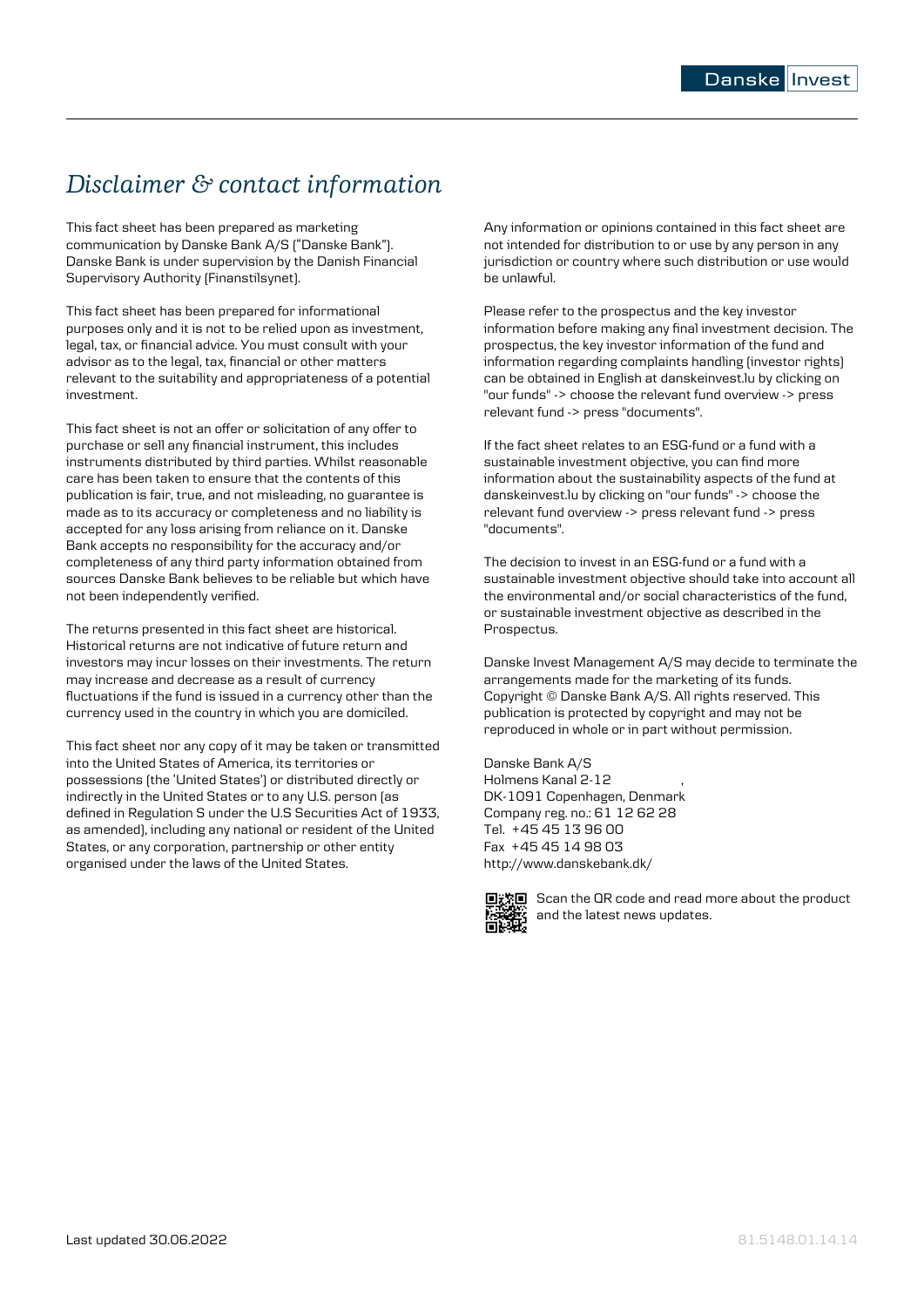# *Disclaimer & contact information*

This fact sheet has been prepared as marketing communication by Danske Bank A/S ("Danske Bank"). Danske Bank is under supervision by the Danish Financial Supervisory Authority (Finanstilsynet).

This fact sheet has been prepared for informational purposes only and it is not to be relied upon as investment, legal, tax, or financial advice. You must consult with your advisor as to the legal, tax, financial or other matters relevant to the suitability and appropriateness of a potential investment.

This fact sheet is not an offer or solicitation of any offer to purchase or sell any financial instrument, this includes instruments distributed by third parties. Whilst reasonable care has been taken to ensure that the contents of this publication is fair, true, and not misleading, no guarantee is made as to its accuracy or completeness and no liability is accepted for any loss arising from reliance on it. Danske Bank accepts no responsibility for the accuracy and/or completeness of any third party information obtained from sources Danske Bank believes to be reliable but which have not been independently verified.

The returns presented in this fact sheet are historical. Historical returns are not indicative of future return and investors may incur losses on their investments. The return may increase and decrease as a result of currency fluctuations if the fund is issued in a currency other than the currency used in the country in which you are domiciled.

This fact sheet nor any copy of it may be taken or transmitted into the United States of America, its territories or possessions (the 'United States') or distributed directly or indirectly in the United States or to any U.S. person (as defined in Regulation S under the U.S Securities Act of 1933, as amended), including any national or resident of the United States, or any corporation, partnership or other entity organised under the laws of the United States.

Any information or opinions contained in this fact sheet are not intended for distribution to or use by any person in any jurisdiction or country where such distribution or use would be unlawful.

Please refer to the prospectus and the key investor information before making any final investment decision. The prospectus, the key investor information of the fund and information regarding complaints handling (investor rights) can be obtained in English at danskeinvest.lu by clicking on "our funds" -> choose the relevant fund overview -> press relevant fund -> press "documents".

If the fact sheet relates to an ESG-fund or a fund with a sustainable investment objective, you can find more information about the sustainability aspects of the fund at danskeinvest.lu by clicking on "our funds" -> choose the relevant fund overview -> press relevant fund -> press "documents".

The decision to invest in an ESG-fund or a fund with a sustainable investment objective should take into account all the environmental and/or social characteristics of the fund, or sustainable investment objective as described in the Prospectus.

Danske Invest Management A/S may decide to terminate the arrangements made for the marketing of its funds. Copyright © Danske Bank A/S. All rights reserved. This publication is protected by copyright and may not be reproduced in whole or in part without permission.

Danske Bank A/S
Holmens Kanal 2-12
DK-1091 Copenhagen, Denmark
Company reg. no.: 61 12 62 28
Tel. +45 45 13 96 00
Fax +45 45 14 98 03
http://www.danskebank.dk/

Scan the QR code and read more about the product and the latest news updates.

Last updated 30.06.2022

81.5148.01.14.14